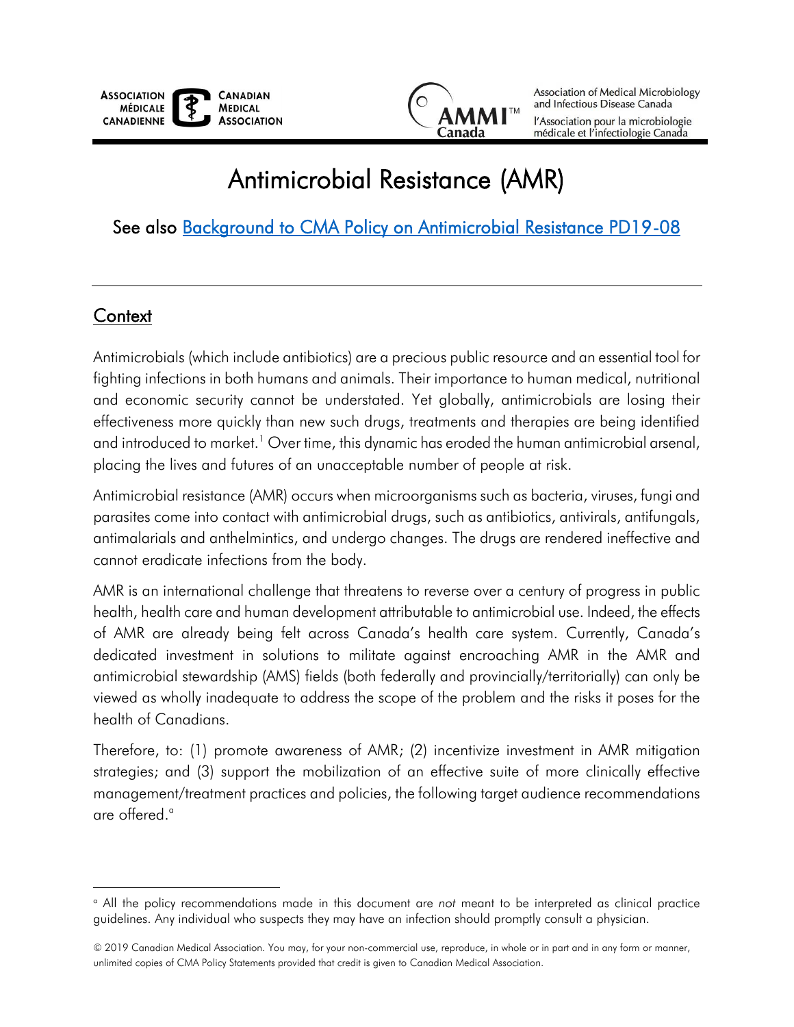ASSOCIATION MÉDICALE CANADIENNE | CANADIAN MEDICAL ASSOCIATION

AMMI Canada — Association of Medical Microbiology and Infectious Disease Canada / l'Association pour la microbiologie médicale et l'infectiologie Canada

# Antimicrobial Resistance (AMR)

See also [Background to CMA Policy on Antimicrobial Resistance PD19-08]

---

## Context

Antimicrobials (which include antibiotics) are a precious public resource and an essential tool for fighting infections in both humans and animals. Their importance to human medical, nutritional and economic security cannot be understated. Yet globally, antimicrobials are losing their effectiveness more quickly than new such drugs, treatments and therapies are being identified and introduced to market.[1] Over time, this dynamic has eroded the human antimicrobial arsenal, placing the lives and futures of an unacceptable number of people at risk.

Antimicrobial resistance (AMR) occurs when microorganisms such as bacteria, viruses, fungi and parasites come into contact with antimicrobial drugs, such as antibiotics, antivirals, antifungals, antimalarials and anthelmintics, and undergo changes. The drugs are rendered ineffective and cannot eradicate infections from the body.

AMR is an international challenge that threatens to reverse over a century of progress in public health, health care and human development attributable to antimicrobial use. Indeed, the effects of AMR are already being felt across Canada's health care system. Currently, Canada's dedicated investment in solutions to militate against encroaching AMR in the AMR and antimicrobial stewardship (AMS) fields (both federally and provincially/territorially) can only be viewed as wholly inadequate to address the scope of the problem and the risks it poses for the health of Canadians.

Therefore, to: (1) promote awareness of AMR; (2) incentivize investment in AMR mitigation strategies; and (3) support the mobilization of an effective suite of more clinically effective management/treatment practices and policies, the following target audience recommendations are offered.[a]

---

[a] All the policy recommendations made in this document are *not* meant to be interpreted as clinical practice guidelines. Any individual who suspects they may have an infection should promptly consult a physician.

© 2019 Canadian Medical Association. You may, for your non-commercial use, reproduce, in whole or in part and in any form or manner, unlimited copies of CMA Policy Statements provided that credit is given to Canadian Medical Association.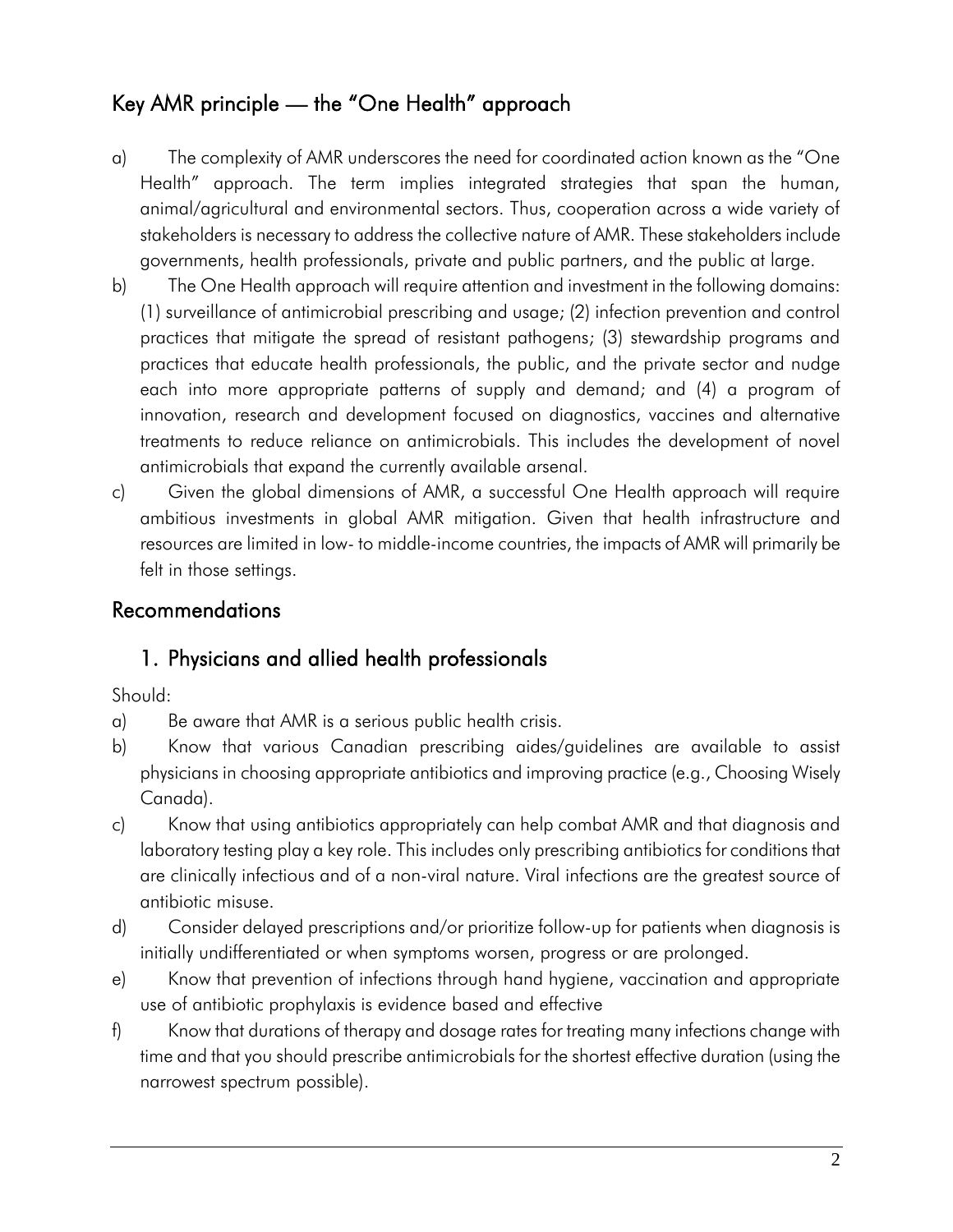## Key AMR principle — the "One Health" approach

a) The complexity of AMR underscores the need for coordinated action known as the "One Health" approach. The term implies integrated strategies that span the human, animal/agricultural and environmental sectors. Thus, cooperation across a wide variety of stakeholders is necessary to address the collective nature of AMR. These stakeholders include governments, health professionals, private and public partners, and the public at large.

b) The One Health approach will require attention and investment in the following domains: (1) surveillance of antimicrobial prescribing and usage; (2) infection prevention and control practices that mitigate the spread of resistant pathogens; (3) stewardship programs and practices that educate health professionals, the public, and the private sector and nudge each into more appropriate patterns of supply and demand; and (4) a program of innovation, research and development focused on diagnostics, vaccines and alternative treatments to reduce reliance on antimicrobials. This includes the development of novel antimicrobials that expand the currently available arsenal.

c) Given the global dimensions of AMR, a successful One Health approach will require ambitious investments in global AMR mitigation. Given that health infrastructure and resources are limited in low- to middle-income countries, the impacts of AMR will primarily be felt in those settings.

## Recommendations

### 1. Physicians and allied health professionals

Should:

a) Be aware that AMR is a serious public health crisis.

b) Know that various Canadian prescribing aides/guidelines are available to assist physicians in choosing appropriate antibiotics and improving practice (e.g., Choosing Wisely Canada).

c) Know that using antibiotics appropriately can help combat AMR and that diagnosis and laboratory testing play a key role. This includes only prescribing antibiotics for conditions that are clinically infectious and of a non-viral nature. Viral infections are the greatest source of antibiotic misuse.

d) Consider delayed prescriptions and/or prioritize follow-up for patients when diagnosis is initially undifferentiated or when symptoms worsen, progress or are prolonged.

e) Know that prevention of infections through hand hygiene, vaccination and appropriate use of antibiotic prophylaxis is evidence based and effective

f) Know that durations of therapy and dosage rates for treating many infections change with time and that you should prescribe antimicrobials for the shortest effective duration (using the narrowest spectrum possible).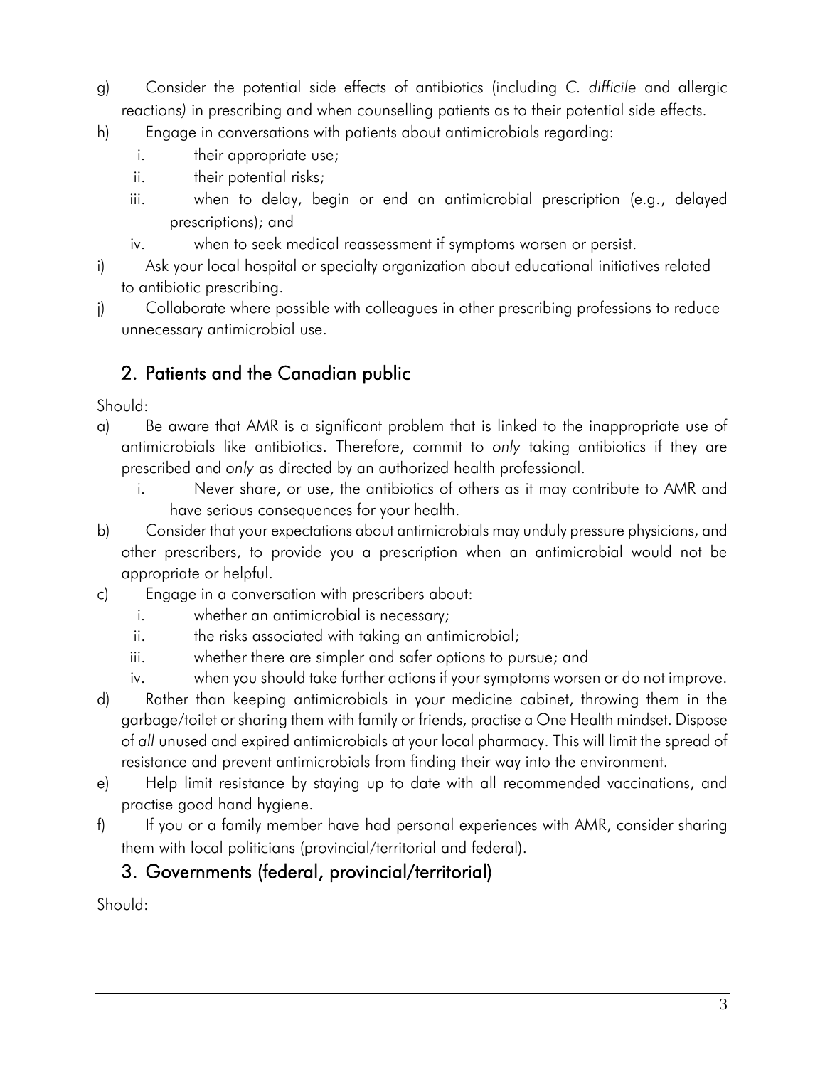g) Consider the potential side effects of antibiotics (including *C. difficile* and allergic reactions) in prescribing and when counselling patients as to their potential side effects.

h) Engage in conversations with patients about antimicrobials regarding:

   i. their appropriate use;

   ii. their potential risks;

   iii. when to delay, begin or end an antimicrobial prescription (e.g., delayed prescriptions); and

   iv. when to seek medical reassessment if symptoms worsen or persist.

i) Ask your local hospital or specialty organization about educational initiatives related to antibiotic prescribing.

j) Collaborate where possible with colleagues in other prescribing professions to reduce unnecessary antimicrobial use.

## 2. Patients and the Canadian public

Should:

a) Be aware that AMR is a significant problem that is linked to the inappropriate use of antimicrobials like antibiotics. Therefore, commit to *only* taking antibiotics if they are prescribed and *only* as directed by an authorized health professional.

   i. Never share, or use, the antibiotics of others as it may contribute to AMR and have serious consequences for your health.

b) Consider that your expectations about antimicrobials may unduly pressure physicians, and other prescribers, to provide you a prescription when an antimicrobial would not be appropriate or helpful.

c) Engage in a conversation with prescribers about:

   i. whether an antimicrobial is necessary;

   ii. the risks associated with taking an antimicrobial;

   iii. whether there are simpler and safer options to pursue; and

   iv. when you should take further actions if your symptoms worsen or do not improve.

d) Rather than keeping antimicrobials in your medicine cabinet, throwing them in the garbage/toilet or sharing them with family or friends, practise a One Health mindset. Dispose of *all* unused and expired antimicrobials at your local pharmacy. This will limit the spread of resistance and prevent antimicrobials from finding their way into the environment.

e) Help limit resistance by staying up to date with all recommended vaccinations, and practise good hand hygiene.

f) If you or a family member have had personal experiences with AMR, consider sharing them with local politicians (provincial/territorial and federal).

## 3. Governments (federal, provincial/territorial)

Should: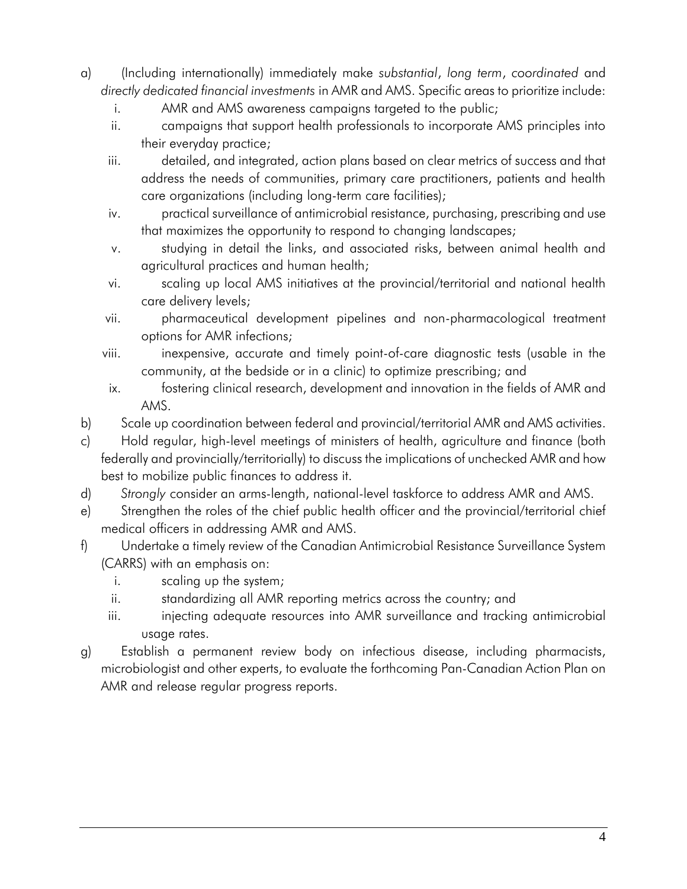a) (Including internationally) immediately make *substantial*, *long term*, *coordinated* and *directly dedicated financial investments* in AMR and AMS. Specific areas to prioritize include:

   i. AMR and AMS awareness campaigns targeted to the public;

   ii. campaigns that support health professionals to incorporate AMS principles into their everyday practice;

   iii. detailed, and integrated, action plans based on clear metrics of success and that address the needs of communities, primary care practitioners, patients and health care organizations (including long-term care facilities);

   iv. practical surveillance of antimicrobial resistance, purchasing, prescribing and use that maximizes the opportunity to respond to changing landscapes;

   v. studying in detail the links, and associated risks, between animal health and agricultural practices and human health;

   vi. scaling up local AMS initiatives at the provincial/territorial and national health care delivery levels;

   vii. pharmaceutical development pipelines and non-pharmacological treatment options for AMR infections;

   viii. inexpensive, accurate and timely point-of-care diagnostic tests (usable in the community, at the bedside or in a clinic) to optimize prescribing; and

   ix. fostering clinical research, development and innovation in the fields of AMR and AMS.

b) Scale up coordination between federal and provincial/territorial AMR and AMS activities.

c) Hold regular, high-level meetings of ministers of health, agriculture and finance (both federally and provincially/territorially) to discuss the implications of unchecked AMR and how best to mobilize public finances to address it.

d) *Strongly* consider an arms-length, national-level taskforce to address AMR and AMS.

e) Strengthen the roles of the chief public health officer and the provincial/territorial chief medical officers in addressing AMR and AMS.

f) Undertake a timely review of the Canadian Antimicrobial Resistance Surveillance System (CARRS) with an emphasis on:

   i. scaling up the system;

   ii. standardizing all AMR reporting metrics across the country; and

   iii. injecting adequate resources into AMR surveillance and tracking antimicrobial usage rates.

g) Establish a permanent review body on infectious disease, including pharmacists, microbiologist and other experts, to evaluate the forthcoming Pan-Canadian Action Plan on AMR and release regular progress reports.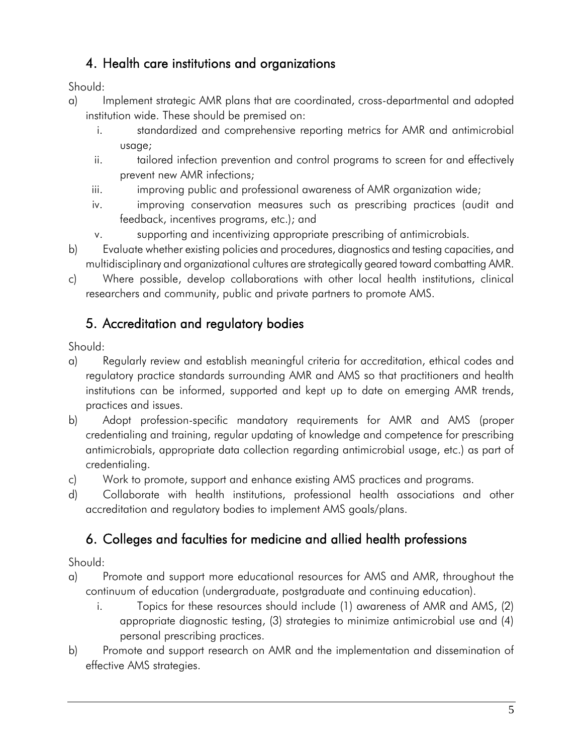## 4. Health care institutions and organizations

Should:

a) Implement strategic AMR plans that are coordinated, cross-departmental and adopted institution wide. These should be premised on:
   i. standardized and comprehensive reporting metrics for AMR and antimicrobial usage;
   ii. tailored infection prevention and control programs to screen for and effectively prevent new AMR infections;
   iii. improving public and professional awareness of AMR organization wide;
   iv. improving conservation measures such as prescribing practices (audit and feedback, incentives programs, etc.); and
   v. supporting and incentivizing appropriate prescribing of antimicrobials.

b) Evaluate whether existing policies and procedures, diagnostics and testing capacities, and multidisciplinary and organizational cultures are strategically geared toward combatting AMR.

c) Where possible, develop collaborations with other local health institutions, clinical researchers and community, public and private partners to promote AMS.

## 5. Accreditation and regulatory bodies

Should:

a) Regularly review and establish meaningful criteria for accreditation, ethical codes and regulatory practice standards surrounding AMR and AMS so that practitioners and health institutions can be informed, supported and kept up to date on emerging AMR trends, practices and issues.

b) Adopt profession-specific mandatory requirements for AMR and AMS (proper credentialing and training, regular updating of knowledge and competence for prescribing antimicrobials, appropriate data collection regarding antimicrobial usage, etc.) as part of credentialing.

c) Work to promote, support and enhance existing AMS practices and programs.

d) Collaborate with health institutions, professional health associations and other accreditation and regulatory bodies to implement AMS goals/plans.

## 6. Colleges and faculties for medicine and allied health professions

Should:

a) Promote and support more educational resources for AMS and AMR, throughout the continuum of education (undergraduate, postgraduate and continuing education).
   i. Topics for these resources should include (1) awareness of AMR and AMS, (2) appropriate diagnostic testing, (3) strategies to minimize antimicrobial use and (4) personal prescribing practices.

b) Promote and support research on AMR and the implementation and dissemination of effective AMS strategies.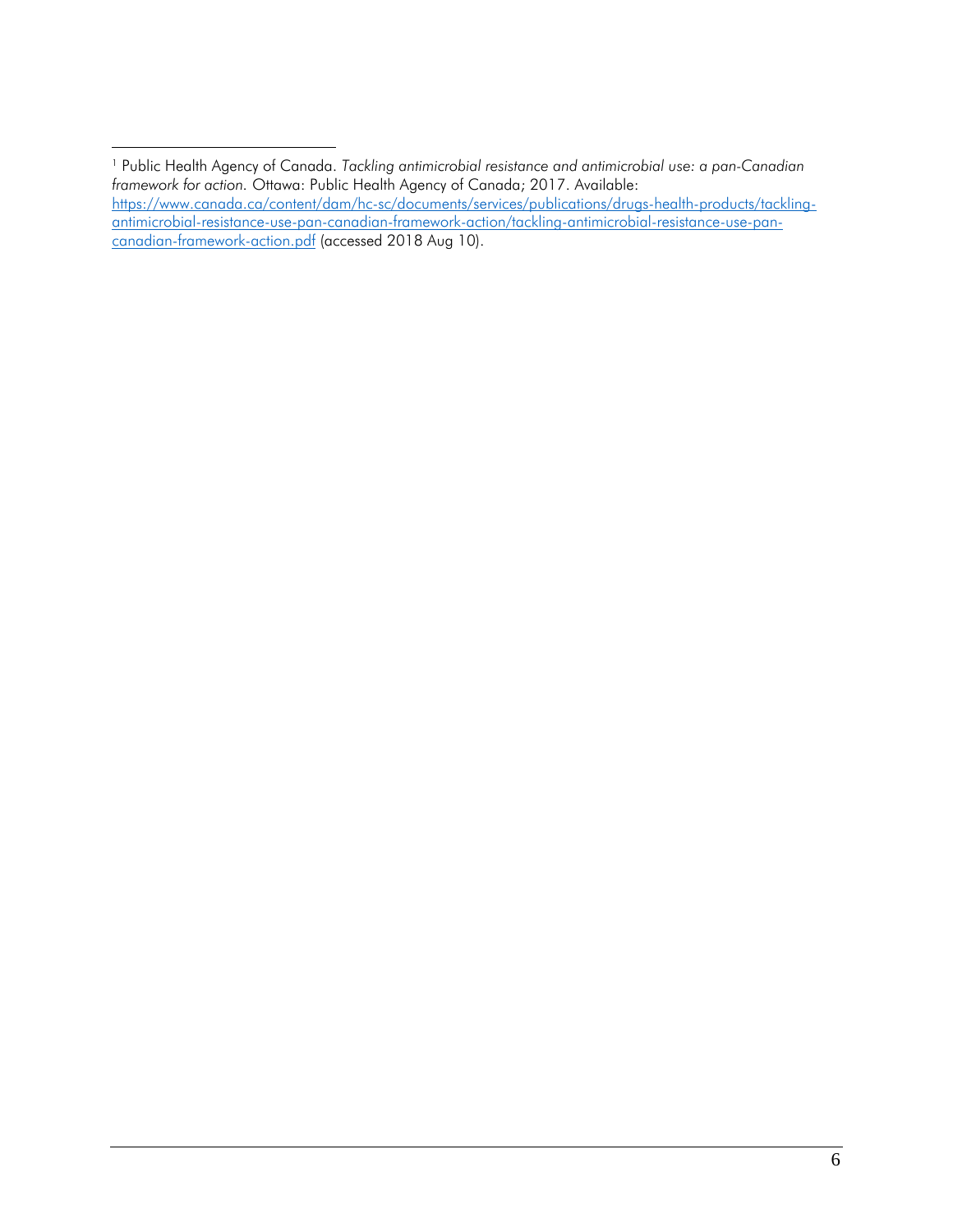[1] Public Health Agency of Canada. *Tackling antimicrobial resistance and antimicrobial use: a pan-Canadian framework for action.* Ottawa: Public Health Agency of Canada; 2017. Available: https://www.canada.ca/content/dam/hc-sc/documents/services/publications/drugs-health-products/tackling-antimicrobial-resistance-use-pan-canadian-framework-action/tackling-antimicrobial-resistance-use-pan-canadian-framework-action.pdf (accessed 2018 Aug 10).